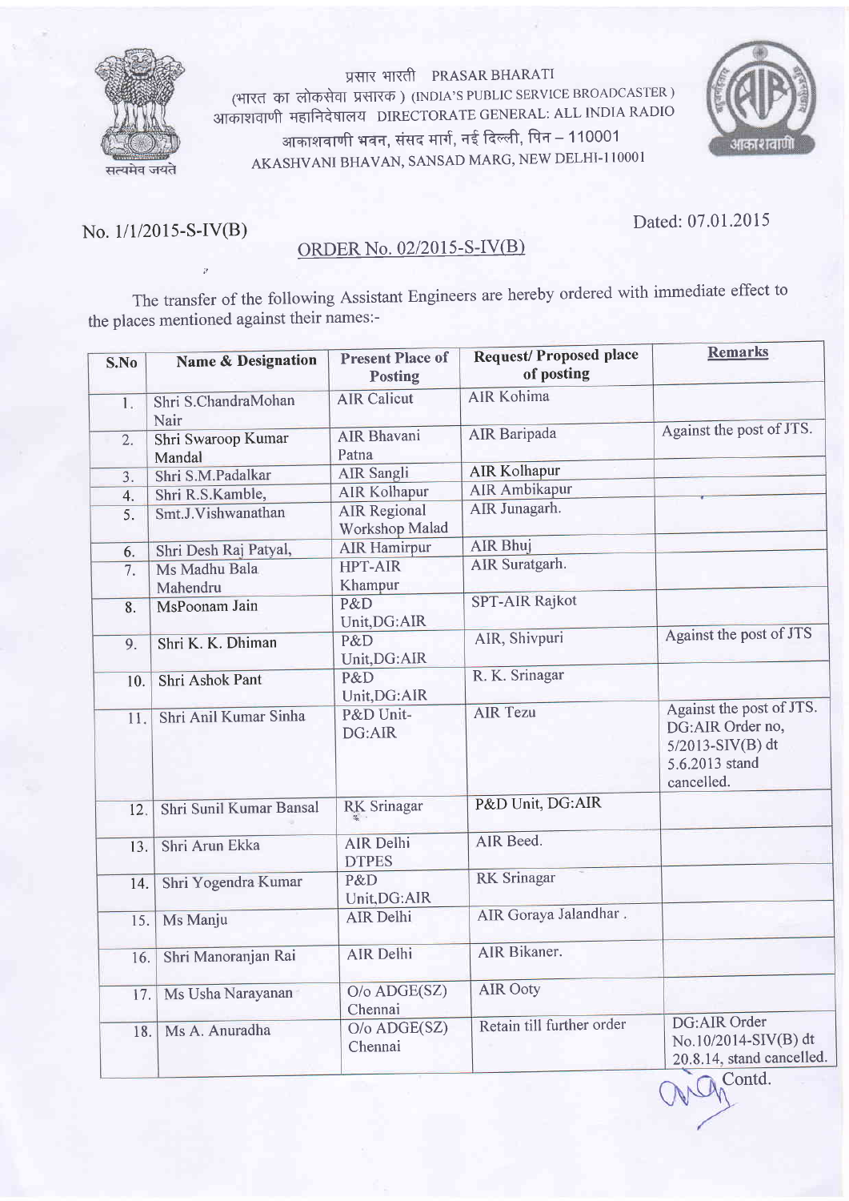प्रसार भारती PRASAR BHARATI
(भारत का लोकसेवा प्रसारक ) (INDIA'S PUBLIC SERVICE BROADCASTER )
आकाशवाणी महानिदेशालय DIRECTORATE GENERAL: ALL INDIA RADIO
आकाशवाणी भवन, संसद मार्ग, नई दिल्ली, पिन – 110001
AKASHVANI BHAVAN, SANSAD MARG, NEW DELHI-110001

सत्यमेव जयते

No. 1/1/2015-S-IV(B)

Dated: 07.01.2015

## ORDER No. 02/2015-S-IV(B)

The transfer of the following Assistant Engineers are hereby ordered with immediate effect to the places mentioned against their names:-

| S.No | Name & Designation | Present Place of Posting | Request/ Proposed place of posting | Remarks |
|---|---|---|---|---|
| 1. | Shri S.ChandraMohan Nair | AIR Calicut | AIR Kohima | |
| 2. | Shri Swaroop Kumar Mandal | AIR Bhavani Patna | AIR Baripada | Against the post of JTS. |
| 3. | Shri S.M.Padalkar | AIR Sangli | AIR Kolhapur | |
| 4. | Shri R.S.Kamble, | AIR Kolhapur | AIR Ambikapur | |
| 5. | Smt.J.Vishwanathan | AIR Regional Workshop Malad | AIR Junagarh. | |
| 6. | Shri Desh Raj Patyal, | AIR Hamirpur | AIR Bhuj | |
| 7. | Ms Madhu Bala Mahendru | HPT-AIR Khampur | AIR Suratgarh. | |
| 8. | MsPoonam Jain | P&D Unit,DG:AIR | SPT-AIR Rajkot | |
| 9. | Shri K. K. Dhiman | P&D Unit,DG:AIR | AIR, Shivpuri | Against the post of JTS |
| 10. | Shri Ashok Pant | P&D Unit,DG:AIR | R. K. Srinagar | |
| 11. | Shri Anil Kumar Sinha | P&D Unit-DG:AIR | AIR Tezu | Against the post of JTS. DG:AIR Order no, 5/2013-SIV(B) dt 5.6.2013 stand cancelled. |
| 12. | Shri Sunil Kumar Bansal | RK Srinagar | P&D Unit, DG:AIR | |
| 13. | Shri Arun Ekka | AIR Delhi DTPES | AIR Beed. | |
| 14. | Shri Yogendra Kumar | P&D Unit,DG:AIR | RK Srinagar | |
| 15. | Ms Manju | AIR Delhi | AIR Goraya Jalandhar . | |
| 16. | Shri Manoranjan Rai | AIR Delhi | AIR Bikaner. | |
| 17. | Ms Usha Narayanan | O/o ADGE(SZ) Chennai | AIR Ooty | |
| 18. | Ms A. Anuradha | O/o ADGE(SZ) Chennai | Retain till further order | DG:AIR Order No.10/2014-SIV(B) dt 20.8.14, stand cancelled. |

Contd.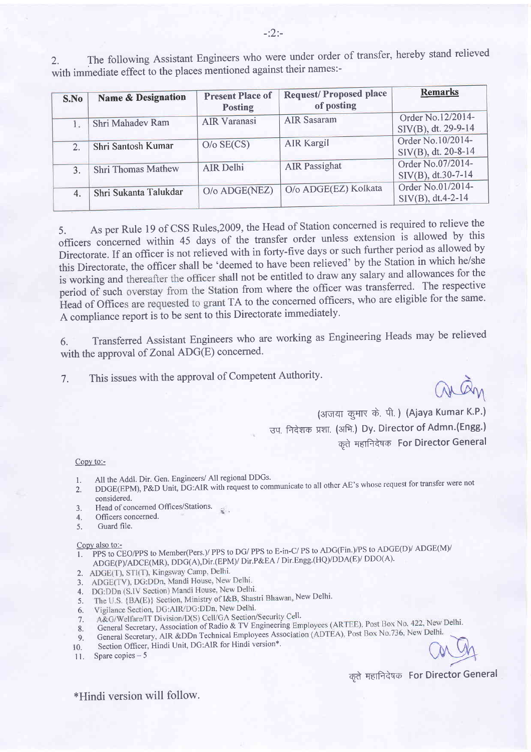2. The following Assistant Engineers who were under order of transfer, hereby stand relieved with immediate effect to the places mentioned against their names:-

| S.No | Name & Designation | Present Place of Posting | Request/ Proposed place of posting | Remarks |
|---|---|---|---|---|
| 1. | Shri Mahadev Ram | AIR Varanasi | AIR Sasaram | Order No.12/2014-SIV(B), dt. 29-9-14 |
| 2. | Shri Santosh Kumar | O/o SE(CS) | AIR Kargil | Order No.10/2014-SIV(B), dt. 20-8-14 |
| 3. | Shri Thomas Mathew | AIR Delhi | AIR Passighat | Order No.07/2014-SIV(B), dt.30-7-14 |
| 4. | Shri Sukanta Talukdar | O/o ADGE(NEZ) | O/o ADGE(EZ) Kolkata | Order No.01/2014-SIV(B), dt.4-2-14 |

5. As per Rule 19 of CSS Rules,2009, the Head of Station concerned is required to relieve the officers concerned within 45 days of the transfer order unless extension is allowed by this Directorate. If an officer is not relieved with in forty-five days or such further period as allowed by this Directorate, the officer shall be 'deemed to have been relieved' by the Station in which he/she is working and thereafter the officer shall not be entitled to draw any salary and allowances for the period of such overstay from the Station from where the officer was transferred. The respective Head of Offices are requested to grant TA to the concerned officers, who are eligible for the same. A compliance report is to be sent to this Directorate immediately.

6. Transferred Assistant Engineers who are working as Engineering Heads may be relieved with the approval of Zonal ADG(E) concerned.

7. This issues with the approval of Competent Authority.

(अजया कुमार के. पी.) (Ajaya Kumar K.P.)
उप. निदेशक प्रशा. (अभि.) Dy. Director of Admn.(Engg.)
कृते महानिदेशक For Director General

Copy to:-

1. All the Addl. Dir. Gen. Engineers/ All regional DDGs.
2. DDGE(EPM), P&D Unit, DG:AIR with request to communicate to all other AE's whose request for transfer were not considered.
3. Head of concerned Offices/Stations.
4. Officers concerned.
5. Guard file.

Copy also to:-

1. PPS to CEO/PPS to Member(Pers.)/ PPS to DG/ PPS to E-in-C/ PS to ADG(Fin.)/PS to ADGE(D)/ ADGE(M)/ ADGE(P)/ADCE(MR), DDG(A),Dir.(EPM)/ Dir.P&EA / Dir.Engg.(HQ)/DDA(E)/ DDO(A).
2. ADGE(T), STI(T), Kingsway Camp, Delhi.
3. ADGE(TV), DG:DDn, Mandi House, New Delhi.
4. DG:DDn (S.IV Section) Mandi House, New Delhi.
5. The U.S. {BA(E)} Section, Ministry of I&B, Shastri Bhawan, New Delhi.
6. Vigilance Section, DG:AIR/DG:DDn, New Delhi.
7. A&G/Welfare/IT Division/D(S) Cell/GA Section/Security Cell.
8. General Secretary, Association of Radio & TV Engineering Employees (ARTEE), Post Box No. 422, New Delhi.
9. General Secretary, AIR &DDn Technical Employees Association (ADTEA), Post Box No.736, New Delhi.
10. Section Officer, Hindi Unit, DG:AIR for Hindi version*.
11. Spare copies – 5

कृते महानिदेशक For Director General

*Hindi version will follow.